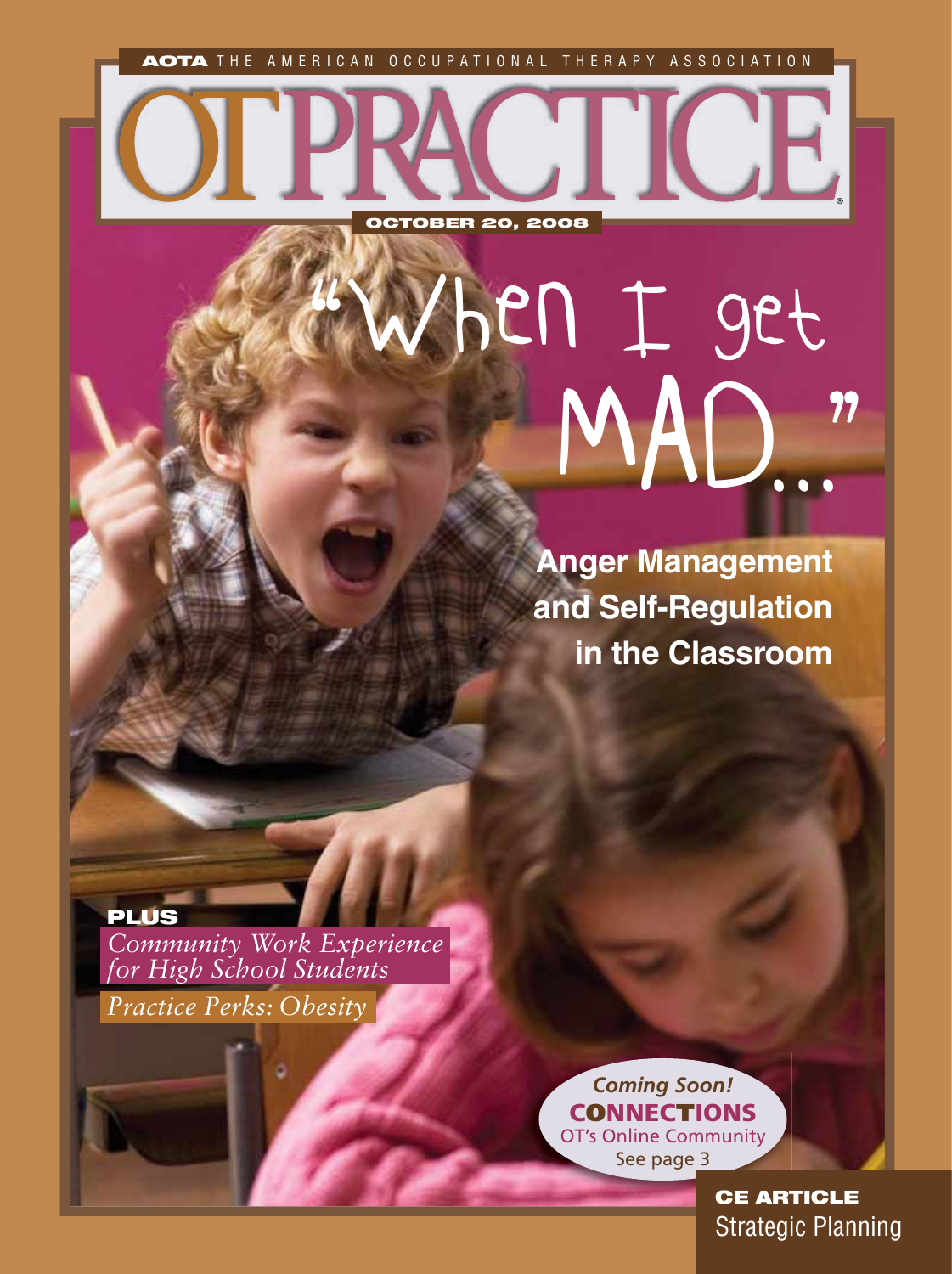**AOTA** THE AMERICAN OCCUPATIONAL THERAPY ASSOCIATION

# OT PRACTICE

**OCTOBER 20, 2008**

## "When I get MAD..."

### Anger Management and Self-Regulation in the Classroom

**PLUS**

*Community Work Experience for High School Students*

*Practice Perks: Obesity*

*Coming Soon!*
**CONNECTIONS**
OT's Online Community
See page 3

**CE ARTICLE**
Strategic Planning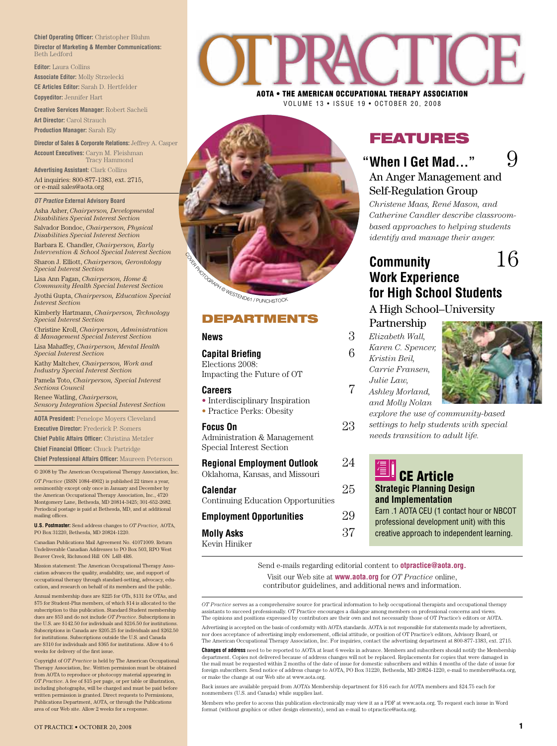**Chief Operating Officer:** Christopher Bluhm
**Director of Marketing & Member Communications:** Beth Ledford

**Editor:** Laura Collins
**Associate Editor:** Molly Strzelecki
**CE Articles Editor:** Sarah D. Hertfelder
**Copyeditor:** Jennifer Hart

**Creative Services Manager:** Robert Sacheli
**Art Director:** Carol Strauch
**Production Manager:** Sarah Ely

**Director of Sales & Corporate Relations:** Jeffrey A. Casper
**Account Executives:** Caryn M. Fleishman, Tracy Hammond
**Advertising Assistant:** Clark Collins
Ad inquiries: 800-877-1383, ext. 2715, or e-mail sales@aota.org

***OT Practice* External Advisory Board**

Asha Asher, *Chairperson, Developmental Disabilities Special Interest Section*
Salvador Bondoc, *Chairperson, Physical Disabilities Special Interest Section*
Barbara E. Chandler, *Chairperson, Early Intervention & School Special Interest Section*
Sharon J. Elliott, *Chairperson, Gerontology Special Interest Section*
Lisa Ann Fagan, *Chairperson, Home & Community Health Special Interest Section*
Jyothi Gupta, *Chairperson, Education Special Interest Section*
Kimberly Hartmann, *Chairperson, Technology Special Interest Section*
Christine Kroll, *Chairperson, Administration & Management Special Interest Section*
Lisa Mahaffey, *Chairperson, Mental Health Special Interest Section*
Kathy Maltchev, *Chairperson, Work and Industry Special Interest Section*
Pamela Toto, *Chairperson, Special Interest Sections Council*
Renee Watling, *Chairperson, Sensory Integration Special Interest Section*

**AOTA President:** Penelope Moyers Cleveland
**Executive Director:** Frederick P. Somers
**Chief Public Affairs Officer:** Christina Metzler
**Chief Financial Officer:** Chuck Partridge
**Chief Professional Affairs Officer:** Maureen Peterson

© 2008 by The American Occupational Therapy Association, Inc.

*OT Practice* (ISSN 1084-4902) is published 22 times a year, semimonthly except only once in January and December by the American Occupational Therapy Association, Inc., 4720 Montgomery Lane, Bethesda, MD 20814-3425; 301-652-2682. Periodical postage is paid at Bethesda, MD, and at additional mailing offices.

**U.S. Postmaster:** Send address changes to *OT Practice,* AOTA, PO Box 31220, Bethesda, MD 20824-1220.

Canadian Publications Mail Agreement No. 41071009. Return Undeliverable Canadian Addresses to PO Box 503, RPO West Beaver Creek, Richmond Hill ON L4B 4R6.

Mission statement: The American Occupational Therapy Association advances the quality, availability, use, and support of occupational therapy through standard-setting, advocacy, education, and research on behalf of its members and the public.

Annual membership dues are $225 for OTs, $131 for OTAs, and $75 for Student-Plus members, of which $14 is allocated to the subscription to this publication. Standard Student membership dues are $53 and do not include *OT Practice*. Subscriptions in the U.S. are $142.50 for individuals and $216.50 for institutions. Subscriptions in Canada are $205.25 for individuals and $262.50 for institutions. Subscriptions outside the U.S. and Canada are $310 for individuals and $365 for institutions. Allow 4 to 6 weeks for delivery of the first issue.

Copyright of *OT Practice* is held by The American Occupational Therapy Association, Inc. Written permission must be obtained from AOTA to reproduce or photocopy material appearing in *OT Practice*. A fee of $15 per page, or per table or illustration, including photographs, will be charged and must be paid before written permission is granted. Direct requests to Permissions, Publications Department, AOTA, or through the Publications area of our Web site. Allow 2 weeks for a response.

# OT PRACTICE

**AOTA • THE AMERICAN OCCUPATIONAL THERAPY ASSOCIATION**
VOLUME 13 • ISSUE 19 • OCTOBER 20, 2008

COVER PHOTOGRAPH © WESTEND61 / PUNCHSTOCK

## DEPARTMENTS

**News** 3

**Capital Briefing** 6
Elections 2008: Impacting the Future of OT

**Careers** 7
- Interdisciplinary Inspiration
- Practice Perks: Obesity

**Focus On** 23
Administration & Management Special Interest Section

**Regional Employment Outlook** 24
Oklahoma, Kansas, and Missouri

**Calendar** 25
Continuing Education Opportunities

**Employment Opportunities** 29

**Molly Asks** 37
Kevin Hiniker

## FEATURES

### "When I Get Mad…" 9
An Anger Management and Self-Regulation Group

*Christene Maas, René Mason, and Catherine Candler describe classroom-based approaches to helping students identify and manage their anger.*

### Community Work Experience for High School Students 16
A High School–University Partnership

*Elizabeth Wall, Karen C. Spencer, Kristin Beil, Carrie Fransen, Julie Law, Ashley Morland, and Molly Nolan explore the use of community-based settings to help students with special needs transition to adult life.*

### CE Article
**Strategic Planning Design and Implementation**

Earn .1 AOTA CEU (1 contact hour or NBCOT professional development unit) with this creative approach to independent learning.

Send e-mails regarding editorial content to **otpractice@aota.org.**
Visit our Web site at **www.aota.org** for *OT Practice* online, contributor guidelines, and additional news and information.

*OT Practice* serves as a comprehensive source for practical information to help occupational therapists and occupational therapy assistants to succeed professionally. OT Practice encourages a dialogue among members on professional concerns and views. The opinions and positions expressed by contributors are their own and not necessarily those of OT Practice's editors or AOTA.

Advertising is accepted on the basis of conformity with AOTA standards. AOTA is not responsible for statements made by advertisers, nor does acceptance of advertising imply endorsement, official attitude, or position of OT Practice's editors, Advisory Board, or The American Occupational Therapy Association, Inc. For inquiries, contact the advertising department at 800-877-1383, ext. 2715.

**Changes of address** need to be reported to AOTA at least 6 weeks in advance. Members and subscribers should notify the Membership department. Copies not delivered because of address changes will not be replaced. Replacements for copies that were damaged in the mail must be requested within 2 months of the date of issue for domestic subscribers and within 4 months of the date of issue for foreign subscribers. Send notice of address change to AOTA, PO Box 31220, Bethesda, MD 20824-1220, e-mail to members@aota.org, or make the change at our Web site at www.aota.org.

Back issues are available prepaid from AOTA's Membership department for $16 each for AOTA members and $24.75 each for nonmembers (U.S. and Canada) while supplies last.

Members who prefer to access this publication electronically may view it as a PDF at www.aota.org. To request each issue in Word format (without graphics or other design elements), send an e-mail to otpractice@aota.org.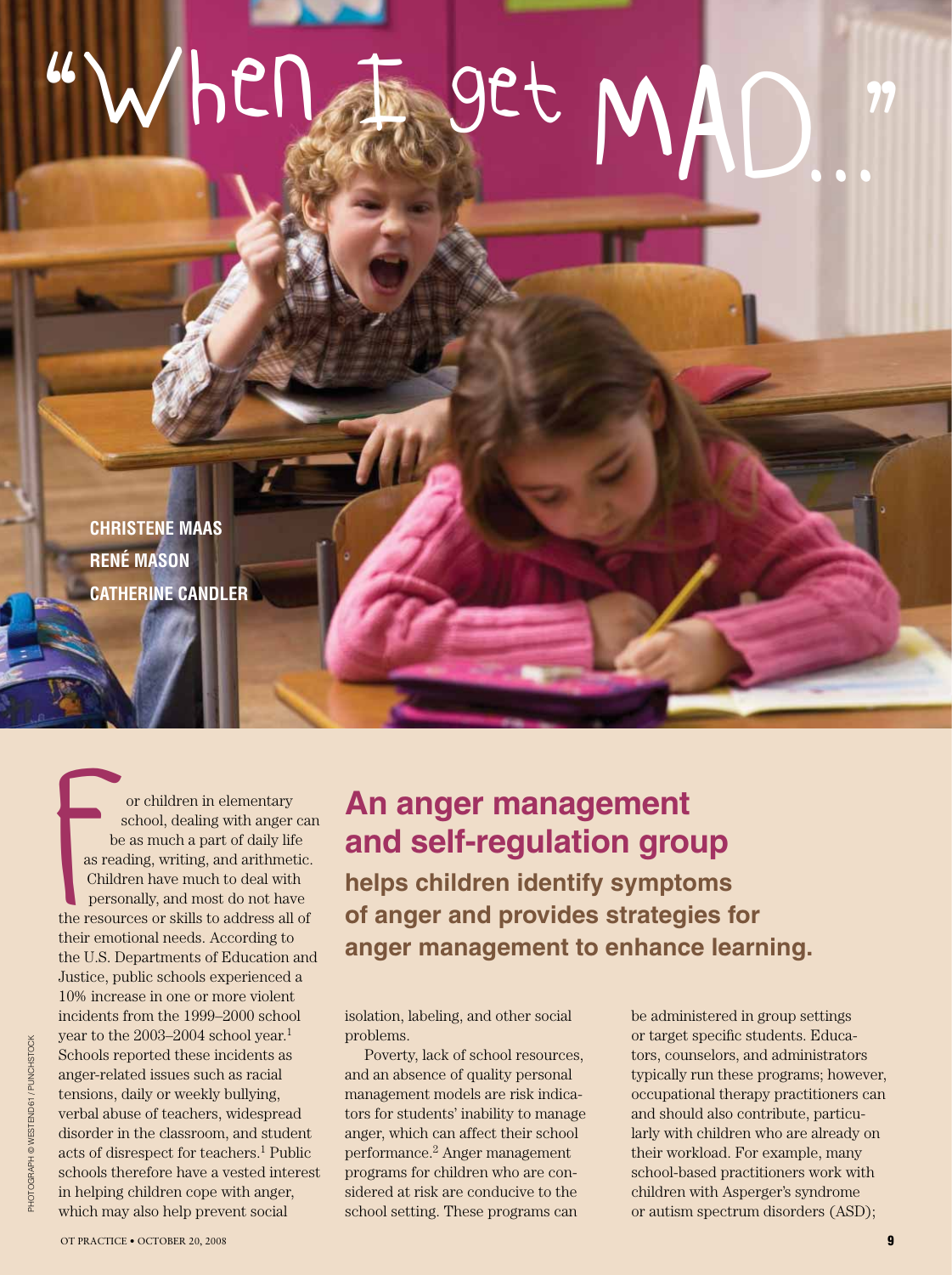# "When I get MAD..."

**CHRISTENE MAAS**
**RENÉ MASON**
**CATHERINE CANDLER**

## An anger management and self-regulation group

**helps children identify symptoms of anger and provides strategies for anger management to enhance learning.**

For children in elementary school, dealing with anger can be as much a part of daily life as reading, writing, and arithmetic. Children have much to deal with personally, and most do not have the resources or skills to address all of their emotional needs. According to the U.S. Departments of Education and Justice, public schools experienced a 10% increase in one or more violent incidents from the 1999–2000 school year to the 2003–2004 school year.[1] Schools reported these incidents as anger-related issues such as racial tensions, daily or weekly bullying, verbal abuse of teachers, widespread disorder in the classroom, and student acts of disrespect for teachers.[1] Public schools therefore have a vested interest in helping children cope with anger, which may also help prevent social isolation, labeling, and other social problems.

Poverty, lack of school resources, and an absence of quality personal management models are risk indicators for students' inability to manage anger, which can affect their school performance.[2] Anger management programs for children who are considered at risk are conducive to the school setting. These programs can be administered in group settings or target specific students. Educators, counselors, and administrators typically run these programs; however, occupational therapy practitioners can and should also contribute, particularly with children who are already on their workload. For example, many school-based practitioners work with children with Asperger's syndrome or autism spectrum disorders (ASD);

PHOTOGRAPH © WESTEND61 / PUNCHSTOCK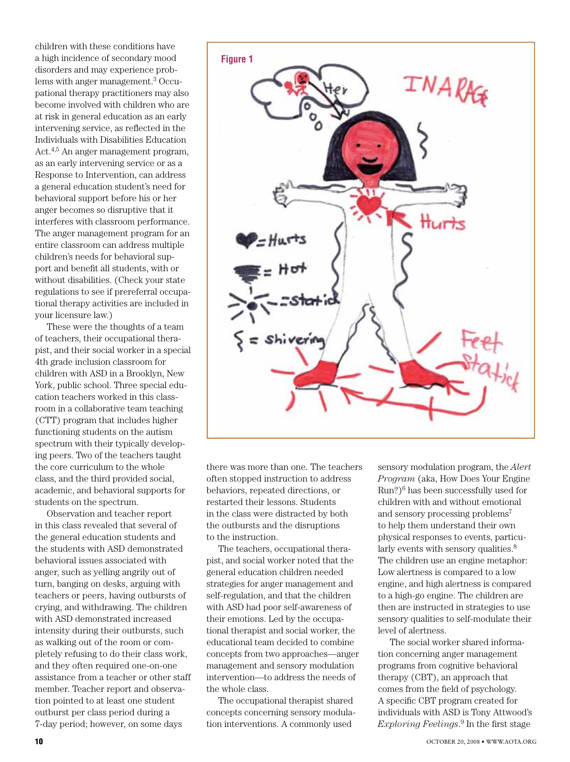children with these conditions have a high incidence of secondary mood disorders and may experience problems with anger management.[3] Occupational therapy practitioners may also become involved with children who are at risk in general education as an early intervening service, as reflected in the Individuals with Disabilities Education Act.[4,5] An anger management program, as an early intervening service or as a Response to Intervention, can address a general education student's need for behavioral support before his or her anger becomes so disruptive that it interferes with classroom performance. The anger management program for an entire classroom can address multiple children's needs for behavioral support and benefit all students, with or without disabilities. (Check your state regulations to see if prereferral occupational therapy activities are included in your licensure law.)

These were the thoughts of a team of teachers, their occupational therapist, and their social worker in a special 4th grade inclusion classroom for children with ASD in a Brooklyn, New York, public school. Three special education teachers worked in this classroom in a collaborative team teaching (CTT) program that includes higher functioning students on the autism spectrum with their typically developing peers. Two of the teachers taught the core curriculum to the whole class, and the third provided social, academic, and behavioral supports for students on the spectrum.

Observation and teacher report in this class revealed that several of the general education students and the students with ASD demonstrated behavioral issues associated with anger, such as yelling angrily out of turn, banging on desks, arguing with teachers or peers, having outbursts of crying, and withdrawing. The children with ASD demonstrated increased intensity during their outbursts, such as walking out of the room or completely refusing to do their class work, and they often required one-on-one assistance from a teacher or other staff member. Teacher report and observation pointed to at least one student outburst per class period during a 7-day period; however, on some days there was more than one. The teachers often stopped instruction to address behaviors, repeated directions, or restarted their lessons. Students in the class were distracted by both the outbursts and the disruptions to the instruction.

**Figure 1**

The teachers, occupational therapist, and social worker noted that the general education children needed strategies for anger management and self-regulation, and that the children with ASD had poor self-awareness of their emotions. Led by the occupational therapist and social worker, the educational team decided to combine concepts from two approaches—anger management and sensory modulation intervention—to address the needs of the whole class.

The occupational therapist shared concepts concerning sensory modulation interventions. A commonly used sensory modulation program, the *Alert Program* (aka, How Does Your Engine Run?)[6] has been successfully used for children with and without emotional and sensory processing problems[7] to help them understand their own physical responses to events, particularly events with sensory qualities.[8] The children use an engine metaphor: Low alertness is compared to a low engine, and high alertness is compared to a high-go engine. The children are then are instructed in strategies to use sensory qualities to self-modulate their level of alertness.

The social worker shared information concerning anger management programs from cognitive behavioral therapy (CBT), an approach that comes from the field of psychology. A specific CBT program created for individuals with ASD is Tony Attwood's *Exploring Feelings*.[9] In the first stage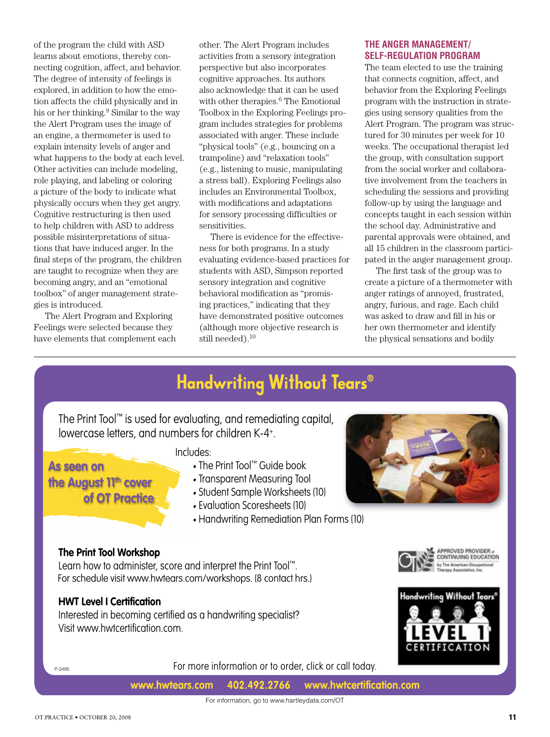of the program the child with ASD learns about emotions, thereby connecting cognition, affect, and behavior. The degree of intensity of feelings is explored, in addition to how the emotion affects the child physically and in his or her thinking.[9] Similar to the way the Alert Program uses the image of an engine, a thermometer is used to explain intensity levels of anger and what happens to the body at each level. Other activities can include modeling, role playing, and labeling or coloring a picture of the body to indicate what physically occurs when they get angry. Cognitive restructuring is then used to help children with ASD to address possible misinterpretations of situations that have induced anger. In the final steps of the program, the children are taught to recognize when they are becoming angry, and an "emotional toolbox" of anger management strategies is introduced.

The Alert Program and Exploring Feelings were selected because they have elements that complement each other. The Alert Program includes activities from a sensory integration perspective but also incorporates cognitive approaches. Its authors also acknowledge that it can be used with other therapies.[6] The Emotional Toolbox in the Exploring Feelings program includes strategies for problems associated with anger. These include "physical tools" (e.g., bouncing on a trampoline) and "relaxation tools" (e.g., listening to music, manipulating a stress ball). Exploring Feelings also includes an Environmental Toolbox, with modifications and adaptations for sensory processing difficulties or sensitivities.

There is evidence for the effectiveness for both programs. In a study evaluating evidence-based practices for students with ASD, Simpson reported sensory integration and cognitive behavioral modification as "promising practices," indicating that they have demonstrated positive outcomes (although more objective research is still needed).[10]

## THE ANGER MANAGEMENT/ SELF-REGULATION PROGRAM

The team elected to use the training that connects cognition, affect, and behavior from the Exploring Feelings program with the instruction in strategies using sensory qualities from the Alert Program. The program was structured for 30 minutes per week for 10 weeks. The occupational therapist led the group, with consultation support from the social worker and collaborative involvement from the teachers in scheduling the sessions and providing follow-up by using the language and concepts taught in each session within the school day. Administrative and parental approvals were obtained, and all 15 children in the classroom participated in the anger management group.

The first task of the group was to create a picture of a thermometer with anger ratings of annoyed, frustrated, angry, furious, and rage. Each child was asked to draw and fill in his or her own thermometer and identify the physical sensations and bodily

---

## Handwriting Without Tears®

The Print Tool™ is used for evaluating, and remediating capital, lowercase letters, and numbers for children K-4+.

**As seen on the August 11th cover of OT Practice**

Includes:

- The Print Tool™ Guide book
- Transparent Measuring Tool
- Student Sample Worksheets (10)
- Evaluation Scoresheets (10)
- Handwriting Remediation Plan Forms (10)

**The Print Tool Workshop**
Learn how to administer, score and interpret the Print Tool™. For schedule visit www.hwtears.com/workshops. (8 contact hrs.)

**HWT Level I Certification**
Interested in becoming certified as a handwriting specialist? Visit www.hwtcertification.com.

APPROVED PROVIDER of CONTINUING EDUCATION by The American Occupational Therapy Association, Inc.

Handwriting Without Tears® LEVEL 1 CERTIFICATION

P-3495

For more information or to order, click or call today.

www.hwtears.com 402.492.2766 www.hwtcertification.com

For information, go to www.hartleydata.com/OT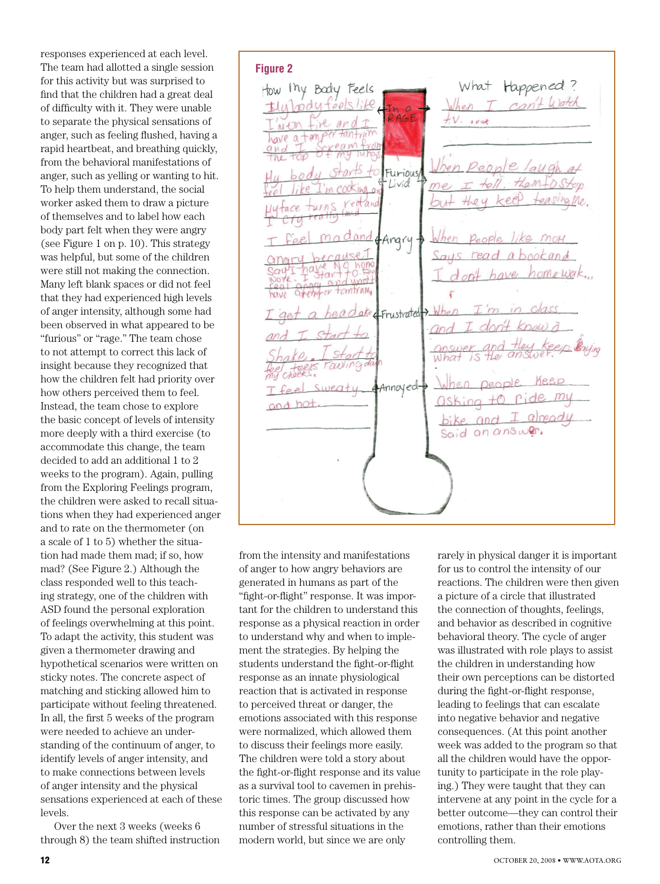responses experienced at each level. The team had allotted a single session for this activity but was surprised to find that the children had a great deal of difficulty with it. They were unable to separate the physical sensations of anger, such as feeling flushed, having a rapid heartbeat, and breathing quickly, from the behavioral manifestations of anger, such as yelling or wanting to hit. To help them understand, the social worker asked them to draw a picture of themselves and to label how each body part felt when they were angry (see Figure 1 on p. 10). This strategy was helpful, but some of the children were still not making the connection. Many left blank spaces or did not feel that they had experienced high levels of anger intensity, although some had been observed in what appeared to be "furious" or "rage." The team chose to not attempt to correct this lack of insight because they recognized that how the children felt had priority over how others perceived them to feel. Instead, the team chose to explore the basic concept of levels of intensity more deeply with a third exercise (to accommodate this change, the team decided to add an additional 1 to 2 weeks to the program). Again, pulling from the Exploring Feelings program, the children were asked to recall situations when they had experienced anger and to rate on the thermometer (on a scale of 1 to 5) whether the situation had made them mad; if so, how mad? (See Figure 2.) Although the class responded well to this teaching strategy, one of the children with ASD found the personal exploration of feelings overwhelming at this point. To adapt the activity, this student was given a thermometer drawing and hypothetical scenarios were written on sticky notes. The concrete aspect of matching and sticking allowed him to participate without feeling threatened. In all, the first 5 weeks of the program were needed to achieve an understanding of the continuum of anger, to identify levels of anger intensity, and to make connections between levels of anger intensity and the physical sensations experienced at each of these levels.

Over the next 3 weeks (weeks 6 through 8) the team shifted instruction from the intensity and manifestations of anger to how angry behaviors are generated in humans as part of the "fight-or-flight" response. It was important for the children to understand this response as a physical reaction in order to understand why and when to implement the strategies. By helping the students understand the fight-or-flight response as an innate physiological reaction that is activated in response to perceived threat or danger, the emotions associated with this response were normalized, which allowed them to discuss their feelings more easily. The children were told a story about the fight-or-flight response and its value as a survival tool to cavemen in prehistoric times. The group discussed how this response can be activated by any number of stressful situations in the modern world, but since we are only rarely in physical danger it is important for us to control the intensity of our reactions. The children were then given a picture of a circle that illustrated the connection of thoughts, feelings, and behavior as described in cognitive behavioral theory. The cycle of anger was illustrated with role plays to assist the children in understanding how their own perceptions can be distorted during the fight-or-flight response, leading to feelings that can escalate into negative behavior and negative consequences. (At this point another week was added to the program so that all the children would have the opportunity to participate in the role playing.) They were taught that they can intervene at any point in the cycle for a better outcome—they can control their emotions, rather than their emotions controlling them.

**Figure 2**

| How My Body Feels | Level | What Happened? |
|---|---|---|
| My body feels like I'm on fire and I have a temper tantrum and I scream from the top of my lungs | In a RAGE | When I can't watch t.v. |
| My body starts to feel like I'm cooking and My face turns red and I cry really loud | Furious/Livid | When people laugh at me I tell them to stop but they keep teasing me. |
| I feel mad and angry because I say I have no homework. I start to feel angry and want to have a temper tantrum | Angry | When people like mom says read a book and I don't have homework... |
| I get a headake and I start to shake. I start to feel tears rolling down my cheeks. | Frustrated | When I'm in class and I don't know a answer and they keep saying what is the answer. |
| I feel sweaty and hot. | Annoyed | When people keep asking to ride my bike and I already said an answer. |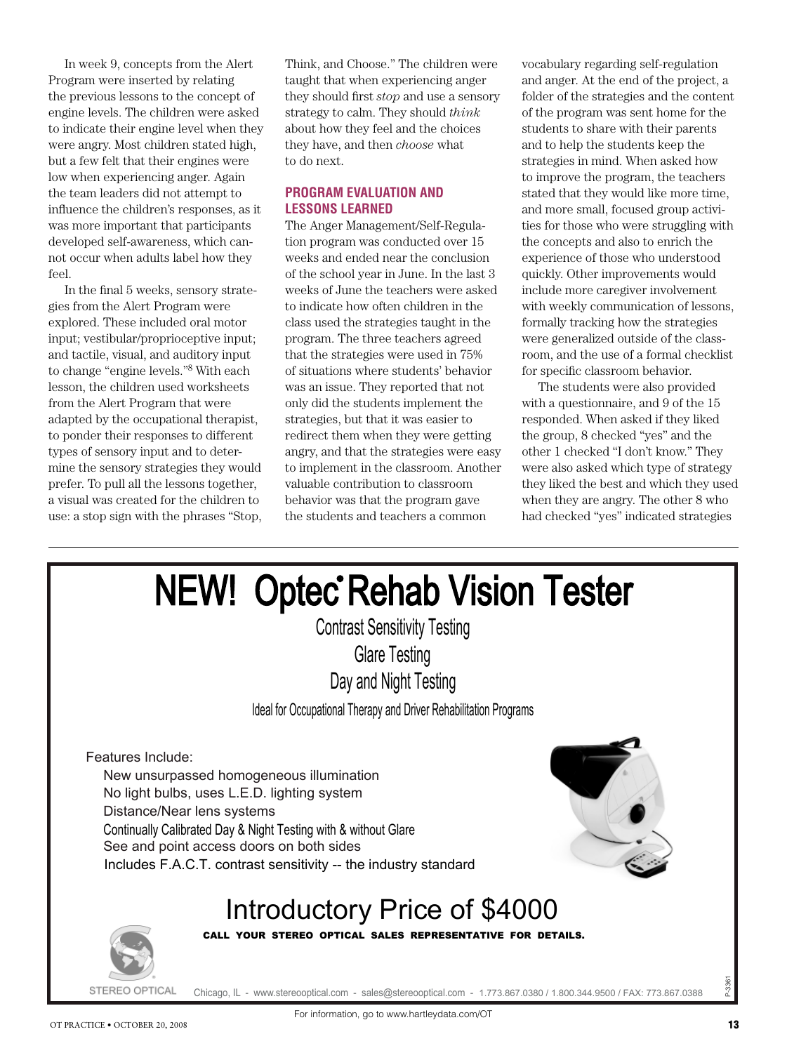In week 9, concepts from the Alert Program were inserted by relating the previous lessons to the concept of engine levels. The children were asked to indicate their engine level when they were angry. Most children stated high, but a few felt that their engines were low when experiencing anger. Again the team leaders did not attempt to influence the children's responses, as it was more important that participants developed self-awareness, which cannot occur when adults label how they feel.

In the final 5 weeks, sensory strategies from the Alert Program were explored. These included oral motor input; vestibular/proprioceptive input; and tactile, visual, and auditory input to change "engine levels."[8] With each lesson, the children used worksheets from the Alert Program that were adapted by the occupational therapist, to ponder their responses to different types of sensory input and to determine the sensory strategies they would prefer. To pull all the lessons together, a visual was created for the children to use: a stop sign with the phrases "Stop, Think, and Choose." The children were taught that when experiencing anger they should first *stop* and use a sensory strategy to calm. They should *think* about how they feel and the choices they have, and then *choose* what to do next.

## PROGRAM EVALUATION AND LESSONS LEARNED

The Anger Management/Self-Regulation program was conducted over 15 weeks and ended near the conclusion of the school year in June. In the last 3 weeks of June the teachers were asked to indicate how often children in the class used the strategies taught in the program. The three teachers agreed that the strategies were used in 75% of situations where students' behavior was an issue. They reported that not only did the students implement the strategies, but that it was easier to redirect them when they were getting angry, and that the strategies were easy to implement in the classroom. Another valuable contribution to classroom behavior was that the program gave the students and teachers a common vocabulary regarding self-regulation and anger. At the end of the project, a folder of the strategies and the content of the program was sent home for the students to share with their parents and to help the students keep the strategies in mind. When asked how to improve the program, the teachers stated that they would like more time, and more small, focused group activities for those who were struggling with the concepts and also to enrich the experience of those who understood quickly. Other improvements would include more caregiver involvement with weekly communication of lessons, formally tracking how the strategies were generalized outside of the classroom, and the use of a formal checklist for specific classroom behavior.

The students were also provided with a questionnaire, and 9 of the 15 responded. When asked if they liked the group, 8 checked "yes" and the other 1 checked "I don't know." They were also asked which type of strategy they liked the best and which they used when they are angry. The other 8 who had checked "yes" indicated strategies

# NEW! Optec® Rehab Vision Tester

Contrast Sensitivity Testing

Glare Testing

Day and Night Testing

Ideal for Occupational Therapy and Driver Rehabilitation Programs

Features Include:

- New unsurpassed homogeneous illumination
- No light bulbs, uses L.E.D. lighting system
- Distance/Near lens systems
- Continually Calibrated Day & Night Testing with & without Glare
- See and point access doors on both sides
- Includes F.A.C.T. contrast sensitivity -- the industry standard

Introductory Price of $4000

**CALL YOUR STEREO OPTICAL SALES REPRESENTATIVE FOR DETAILS.**

STEREO OPTICAL

Chicago, IL - www.stereooptical.com - sales@stereooptical.com - 1.773.867.0380 / 1.800.344.9500 / FAX: 773.867.0388

P-3361

For information, go to www.hartleydata.com/OT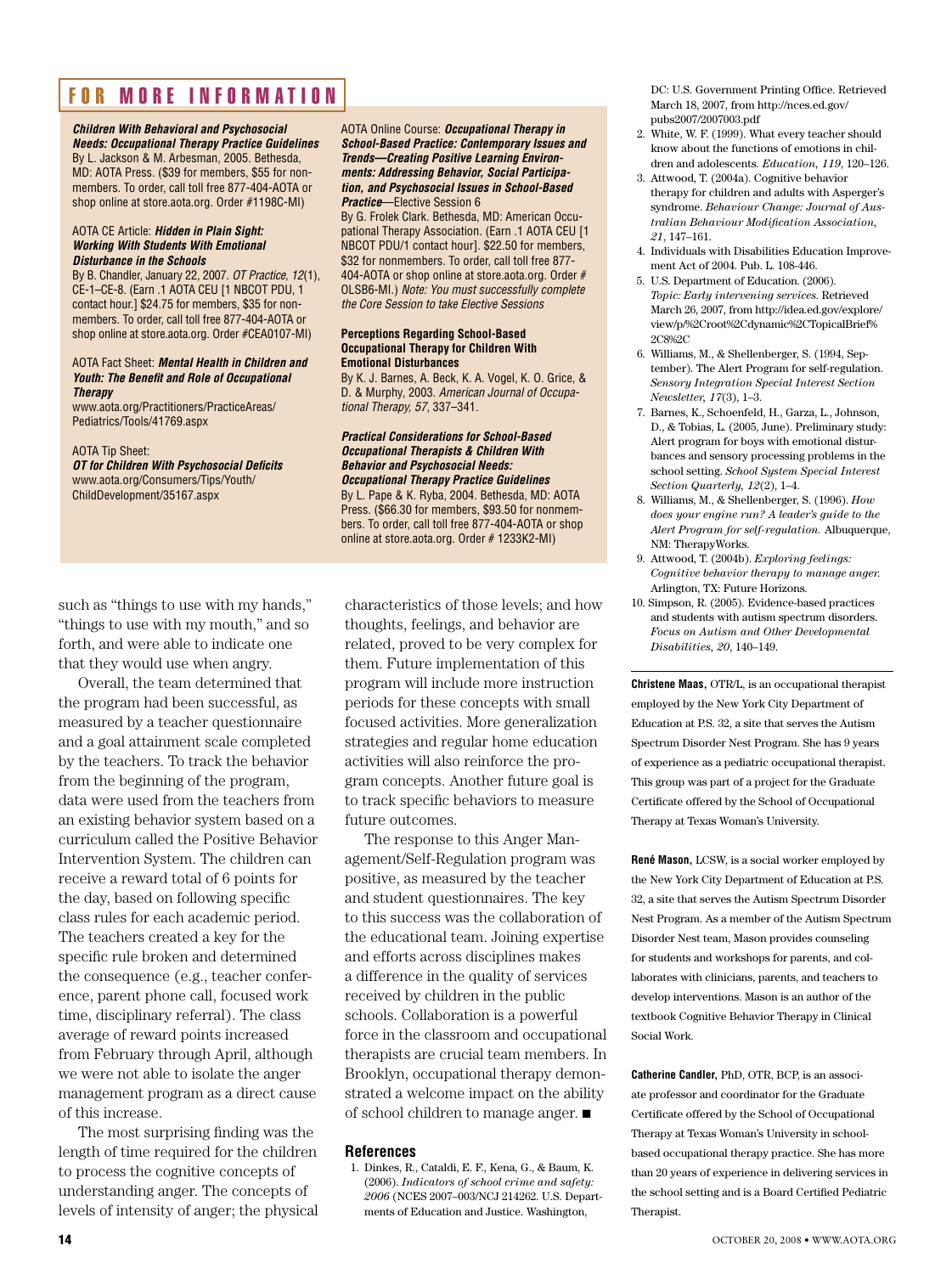## FOR MORE INFORMATION

***Children With Behavioral and Psychosocial Needs: Occupational Therapy Practice Guidelines***
By L. Jackson & M. Arbesman, 2005. Bethesda, MD: AOTA Press. ($39 for members, $55 for nonmembers. To order, call toll free 877-404-AOTA or shop online at store.aota.org. Order #1198C-MI)

AOTA CE Article: ***Hidden in Plain Sight: Working With Students With Emotional Disturbance in the Schools***
By B. Chandler, January 22, 2007. *OT Practice, 12*(1), CE-1–CE-8. (Earn .1 AOTA CEU [1 NBCOT PDU, 1 contact hour.] $24.75 for members, $35 for nonmembers. To order, call toll free 877-404-AOTA or shop online at store.aota.org. Order #CEA0107-MI)

AOTA Fact Sheet: ***Mental Health in Children and Youth: The Benefit and Role of Occupational Therapy***
www.aota.org/Practitioners/PracticeAreas/Pediatrics/Tools/41769.aspx

AOTA Tip Sheet:
***OT for Children With Psychosocial Deficits***
www.aota.org/Consumers/Tips/Youth/ChildDevelopment/35167.aspx

AOTA Online Course: ***Occupational Therapy in School-Based Practice: Contemporary Issues and Trends—Creating Positive Learning Environments: Addressing Behavior, Social Participation, and Psychosocial Issues in School-Based Practice***—Elective Session 6
By G. Frolek Clark. Bethesda, MD: American Occupational Therapy Association. (Earn .1 AOTA CEU [1 NBCOT PDU/1 contact hour]. $22.50 for members, $32 for nonmembers. To order, call toll free 877-404-AOTA or shop online at store.aota.org. Order # OLSB6-MI.) *Note: You must successfully complete the Core Session to take Elective Sessions*

**Perceptions Regarding School-Based Occupational Therapy for Children With Emotional Disturbances**
By K. J. Barnes, A. Beck, K. A. Vogel, K. O. Grice, & D. & Murphy, 2003. *American Journal of Occupational Therapy, 57*, 337–341.

***Practical Considerations for School-Based Occupational Therapists & Children With Behavior and Psychosocial Needs: Occupational Therapy Practice Guidelines***
By L. Pape & K. Ryba, 2004. Bethesda, MD: AOTA Press. ($66.30 for members, $93.50 for nonmembers. To order, call toll free 877-404-AOTA or shop online at store.aota.org. Order # 1233K2-MI)

such as "things to use with my hands," "things to use with my mouth," and so forth, and were able to indicate one that they would use when angry.

Overall, the team determined that the program had been successful, as measured by a teacher questionnaire and a goal attainment scale completed by the teachers. To track the behavior from the beginning of the program, data were used from the teachers from an existing behavior system based on a curriculum called the Positive Behavior Intervention System. The children can receive a reward total of 6 points for the day, based on following specific class rules for each academic period. The teachers created a key for the specific rule broken and determined the consequence (e.g., teacher conference, parent phone call, focused work time, disciplinary referral). The class average of reward points increased from February through April, although we were not able to isolate the anger management program as a direct cause of this increase.

The most surprising finding was the length of time required for the children to process the cognitive concepts of understanding anger. The concepts of levels of intensity of anger; the physical characteristics of those levels; and how thoughts, feelings, and behavior are related, proved to be very complex for them. Future implementation of this program will include more instruction periods for these concepts with small focused activities. More generalization strategies and regular home education activities will also reinforce the program concepts. Another future goal is to track specific behaviors to measure future outcomes.

The response to this Anger Management/Self-Regulation program was positive, as measured by the teacher and student questionnaires. The key to this success was the collaboration of the educational team. Joining expertise and efforts across disciplines makes a difference in the quality of services received by children in the public schools. Collaboration is a powerful force in the classroom and occupational therapists are crucial team members. In Brooklyn, occupational therapy demonstrated a welcome impact on the ability of school children to manage anger. ■

### References

1. Dinkes, R., Cataldi, E. F., Kena, G., & Baum, K. (2006). *Indicators of school crime and safety: 2006* (NCES 2007–003/NCJ 214262. U.S. Departments of Education and Justice. Washington, DC: U.S. Government Printing Office. Retrieved March 18, 2007, from http://nces.ed.gov/pubs2007/2007003.pdf
2. White, W. F. (1999). What every teacher should know about the functions of emotions in children and adolescents. *Education, 119*, 120–126.
3. Attwood, T. (2004a). Cognitive behavior therapy for children and adults with Asperger's syndrome. *Behaviour Change: Journal of Australian Behaviour Modification Association, 21*, 147–161.
4. Individuals with Disabilities Education Improvement Act of 2004. Pub. L. 108-446.
5. U.S. Department of Education. (2006). *Topic: Early intervening services*. Retrieved March 26, 2007, from http://idea.ed.gov/explore/view/p/%2Croot%2Cdynamic%2CTopicalBrief%2C8%2C
6. Williams, M., & Shellenberger, S. (1994, September). The Alert Program for self-regulation. *Sensory Integration Special Interest Section Newsletter, 17*(3), 1–3.
7. Barnes, K., Schoenfeld, H., Garza, L., Johnson, D., & Tobias, L. (2005, June). Preliminary study: Alert program for boys with emotional disturbances and sensory processing problems in the school setting. *School System Special Interest Section Quarterly, 12*(2), 1–4.
8. Williams, M., & Shellenberger, S. (1996). *How does your engine run? A leader's guide to the Alert Program for self-regulation.* Albuquerque, NM: TherapyWorks.
9. Attwood, T. (2004b). *Exploring feelings: Cognitive behavior therapy to manage anger.* Arlington, TX: Future Horizons.
10. Simpson, R. (2005). Evidence-based practices and students with autism spectrum disorders. *Focus on Autism and Other Developmental Disabilities, 20*, 140–149.

**Christene Maas,** OTR/L, is an occupational therapist employed by the New York City Department of Education at P.S. 32, a site that serves the Autism Spectrum Disorder Nest Program. She has 9 years of experience as a pediatric occupational therapist. This group was part of a project for the Graduate Certificate offered by the School of Occupational Therapy at Texas Woman's University.

**René Mason,** LCSW, is a social worker employed by the New York City Department of Education at P.S. 32, a site that serves the Autism Spectrum Disorder Nest Program. As a member of the Autism Spectrum Disorder Nest team, Mason provides counseling for students and workshops for parents, and collaborates with clinicians, parents, and teachers to develop interventions. Mason is an author of the textbook Cognitive Behavior Therapy in Clinical Social Work.

**Catherine Candler,** PhD, OTR, BCP, is an associate professor and coordinator for the Graduate Certificate offered by the School of Occupational Therapy at Texas Woman's University in school-based occupational therapy practice. She has more than 20 years of experience in delivering services in the school setting and is a Board Certified Pediatric Therapist.